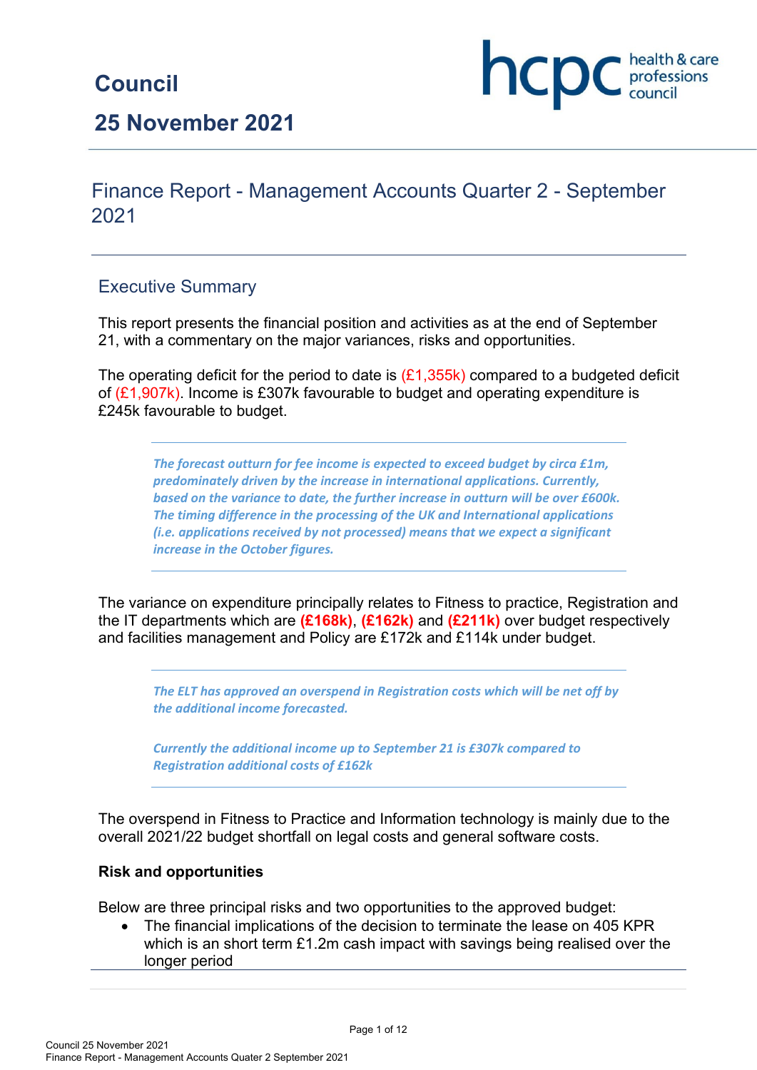# Council

# 25 November 2021

## Finance Report - Management Accounts Quarter 2 - September 2021

### Executive Summary

This report presents the financial position and activities as at the end of September 21, with a commentary on the major variances, risks and opportunities.

The operating deficit for the period to date is (£1,355k) compared to a budgeted deficit of (£1,907k). Income is £307k favourable to budget and operating expenditure is £245k favourable to budget.

> ***The forecast outturn for fee income is expected to exceed budget by circa £1m, predominately driven by the increase in international applications. Currently, based on the variance to date, the further increase in outturn will be over £600k. The timing difference in the processing of the UK and International applications (i.e. applications received by not processed) means that we expect a significant increase in the October figures.***

The variance on expenditure principally relates to Fitness to practice, Registration and the IT departments which are **(£168k)**, **(£162k)** and **(£211k)** over budget respectively and facilities management and Policy are £172k and £114k under budget.

> ***The ELT has approved an overspend in Registration costs which will be net off by the additional income forecasted.***
>
> ***Currently the additional income up to September 21 is £307k compared to Registration additional costs of £162k***

The overspend in Fitness to Practice and Information technology is mainly due to the overall 2021/22 budget shortfall on legal costs and general software costs.

**Risk and opportunities**

Below are three principal risks and two opportunities to the approved budget:

- The financial implications of the decision to terminate the lease on 405 KPR which is an short term £1.2m cash impact with savings being realised over the longer period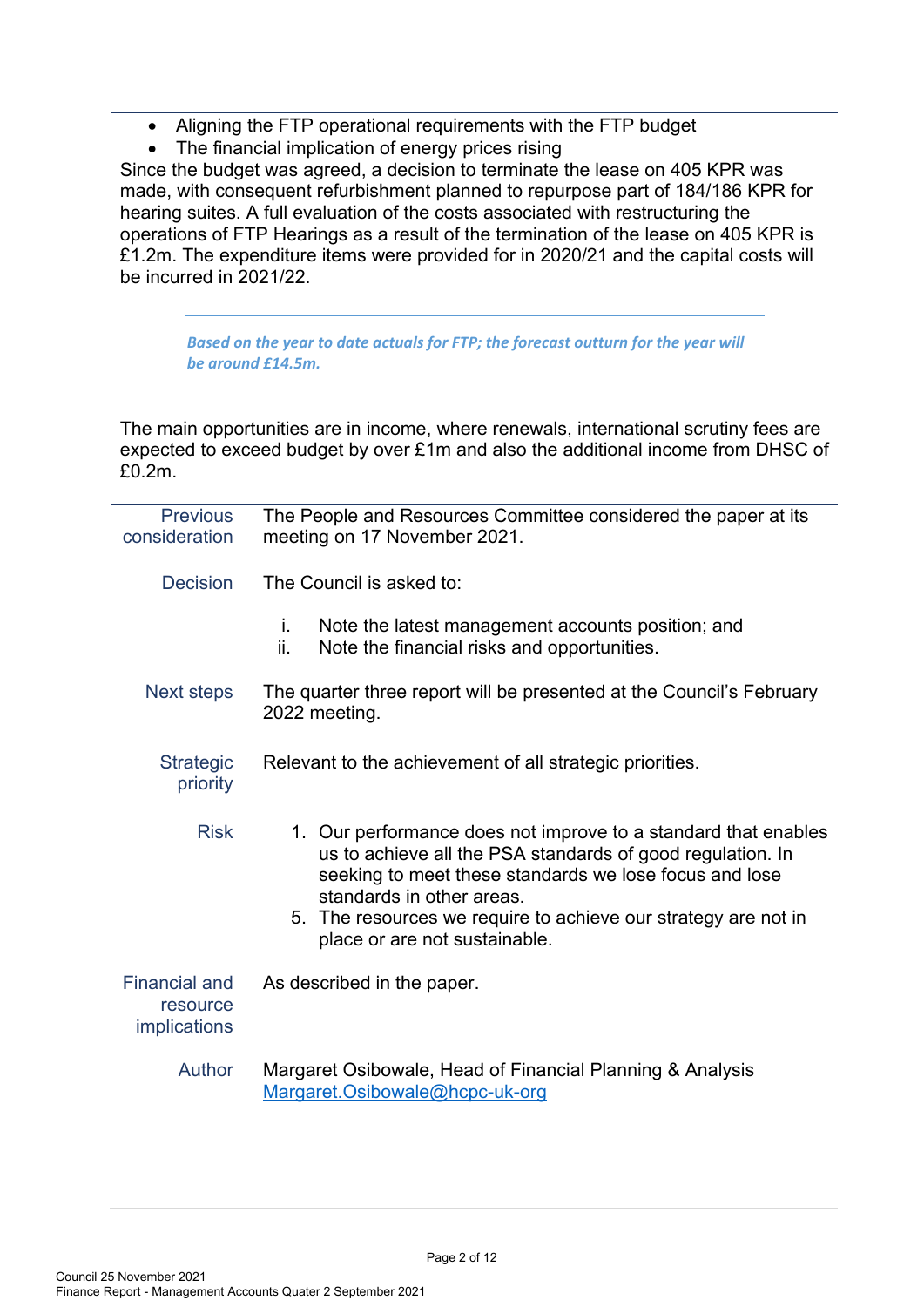- Aligning the FTP operational requirements with the FTP budget
- The financial implication of energy prices rising

Since the budget was agreed, a decision to terminate the lease on 405 KPR was made, with consequent refurbishment planned to repurpose part of 184/186 KPR for hearing suites. A full evaluation of the costs associated with restructuring the operations of FTP Hearings as a result of the termination of the lease on 405 KPR is £1.2m. The expenditure items were provided for in 2020/21 and the capital costs will be incurred in 2021/22.

> ***Based on the year to date actuals for FTP; the forecast outturn for the year will be around £14.5m.***

The main opportunities are in income, where renewals, international scrutiny fees are expected to exceed budget by over £1m and also the additional income from DHSC of £0.2m.

| | |
|---|---|
| Previous consideration | The People and Resources Committee considered the paper at its meeting on 17 November 2021. |
| Decision | The Council is asked to:<br><br>i. Note the latest management accounts position; and<br>ii. Note the financial risks and opportunities. |
| Next steps | The quarter three report will be presented at the Council's February 2022 meeting. |
| Strategic priority | Relevant to the achievement of all strategic priorities. |
| Risk | 1. Our performance does not improve to a standard that enables us to achieve all the PSA standards of good regulation. In seeking to meet these standards we lose focus and lose standards in other areas.<br>5. The resources we require to achieve our strategy are not in place or are not sustainable. |
| Financial and resource implications | As described in the paper. |
| Author | Margaret Osibowale, Head of Financial Planning & Analysis<br>Margaret.Osibowale@hcpc-uk-org |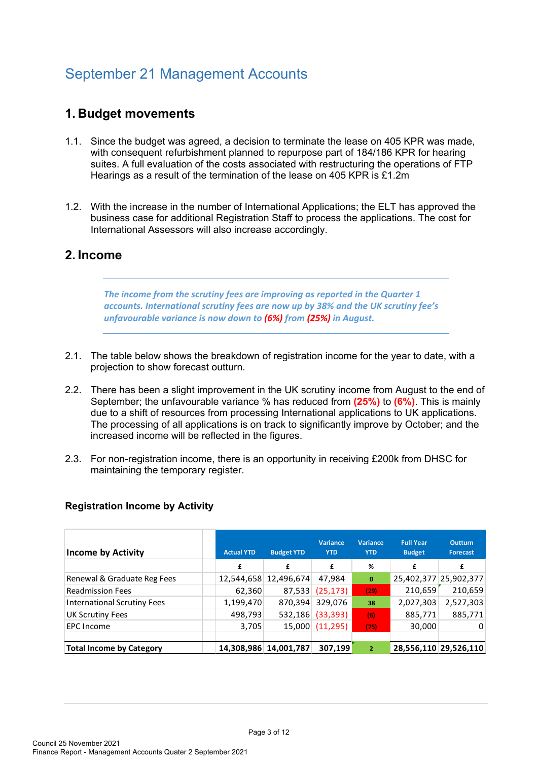# September 21 Management Accounts

## 1. Budget movements

1.1. Since the budget was agreed, a decision to terminate the lease on 405 KPR was made, with consequent refurbishment planned to repurpose part of 184/186 KPR for hearing suites. A full evaluation of the costs associated with restructuring the operations of FTP Hearings as a result of the termination of the lease on 405 KPR is £1.2m

1.2. With the increase in the number of International Applications; the ELT has approved the business case for additional Registration Staff to process the applications. The cost for International Assessors will also increase accordingly.

## 2. Income

***The income from the scrutiny fees are improving as reported in the Quarter 1 accounts. International scrutiny fees are now up by 38% and the UK scrutiny fee's unfavourable variance is now down to (6%) from (25%) in August.***

2.1. The table below shows the breakdown of registration income for the year to date, with a projection to show forecast outturn.

2.2. There has been a slight improvement in the UK scrutiny income from August to the end of September; the unfavourable variance % has reduced from **(25%)** to **(6%)**. This is mainly due to a shift of resources from processing International applications to UK applications. The processing of all applications is on track to significantly improve by October; and the increased income will be reflected in the figures.

2.3. For non-registration income, there is an opportunity in receiving £200k from DHSC for maintaining the temporary register.

### Registration Income by Activity

| Income by Activity | Actual YTD | Budget YTD | Variance YTD | Variance YTD | Full Year Budget | Outturn Forecast |
|---|---|---|---|---|---|---|
| | £ | £ | £ | % | £ | £ |
| Renewal & Graduate Reg Fees | 12,544,658 | 12,496,674 | 47,984 | 0 | 25,402,377 | 25,902,377 |
| Readmission Fees | 62,360 | 87,533 | (25,173) | (29) | 210,659 | 210,659 |
| International Scrutiny Fees | 1,199,470 | 870,394 | 329,076 | 38 | 2,027,303 | 2,527,303 |
| UK Scrutiny Fees | 498,793 | 532,186 | (33,393) | (6) | 885,771 | 885,771 |
| EPC Income | 3,705 | 15,000 | (11,295) | (75) | 30,000 | 0 |
| | | | | | | |
| **Total Income by Category** | **14,308,986** | **14,001,787** | **307,199** | **2** | **28,556,110** | **29,526,110** |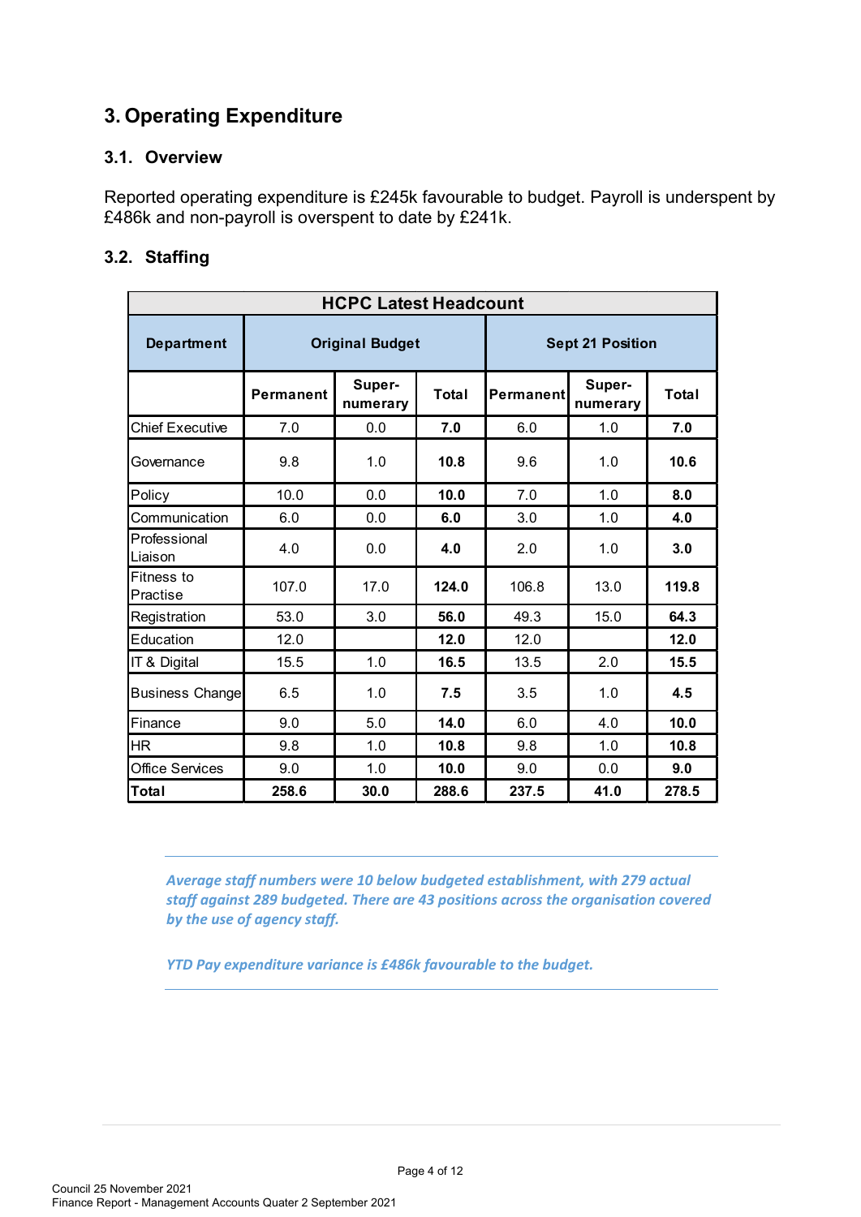# 3. Operating Expenditure

## 3.1. Overview

Reported operating expenditure is £245k favourable to budget. Payroll is underspent by £486k and non-payroll is overspent to date by £241k.

## 3.2. Staffing

| HCPC Latest Headcount | | | | | | |
|---|---|---|---|---|---|---|
| **Department** | **Original Budget** | | | **Sept 21 Position** | | |
| | **Permanent** | **Super-numerary** | **Total** | **Permanent** | **Super-numerary** | **Total** |
| Chief Executive | 7.0 | 0.0 | **7.0** | 6.0 | 1.0 | **7.0** |
| Governance | 9.8 | 1.0 | **10.8** | 9.6 | 1.0 | **10.6** |
| Policy | 10.0 | 0.0 | **10.0** | 7.0 | 1.0 | **8.0** |
| Communication | 6.0 | 0.0 | **6.0** | 3.0 | 1.0 | **4.0** |
| Professional Liaison | 4.0 | 0.0 | **4.0** | 2.0 | 1.0 | **3.0** |
| Fitness to Practise | 107.0 | 17.0 | **124.0** | 106.8 | 13.0 | **119.8** |
| Registration | 53.0 | 3.0 | **56.0** | 49.3 | 15.0 | **64.3** |
| Education | 12.0 | | **12.0** | 12.0 | | **12.0** |
| IT & Digital | 15.5 | 1.0 | **16.5** | 13.5 | 2.0 | **15.5** |
| Business Change | 6.5 | 1.0 | **7.5** | 3.5 | 1.0 | **4.5** |
| Finance | 9.0 | 5.0 | **14.0** | 6.0 | 4.0 | **10.0** |
| HR | 9.8 | 1.0 | **10.8** | 9.8 | 1.0 | **10.8** |
| Office Services | 9.0 | 1.0 | **10.0** | 9.0 | 0.0 | **9.0** |
| **Total** | **258.6** | **30.0** | **288.6** | **237.5** | **41.0** | **278.5** |

***Average staff numbers were 10 below budgeted establishment, with 279 actual staff against 289 budgeted. There are 43 positions across the organisation covered by the use of agency staff.***

***YTD Pay expenditure variance is £486k favourable to the budget.***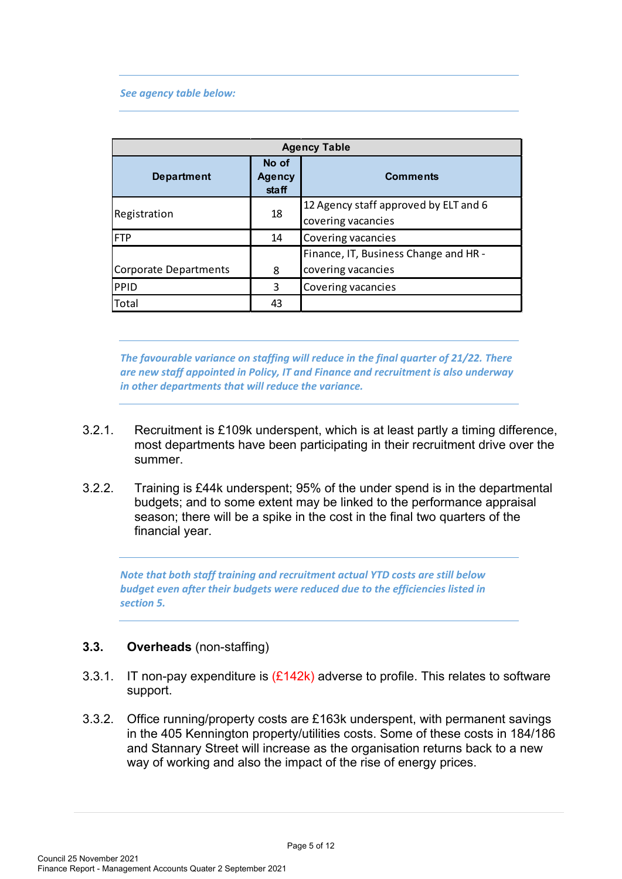*See agency table below:*

| Agency Table | | |
|---|---|---|
| **Department** | **No of Agency staff** | **Comments** |
| Registration | 18 | 12 Agency staff approved by ELT and 6 covering vacancies |
| FTP | 14 | Covering vacancies |
| Corporate Departments | 8 | Finance, IT, Business Change and HR - covering vacancies |
| PPID | 3 | Covering vacancies |
| Total | 43 | |

***The favourable variance on staffing will reduce in the final quarter of 21/22. There are new staff appointed in Policy, IT and Finance and recruitment is also underway in other departments that will reduce the variance.***

3.2.1. Recruitment is £109k underspent, which is at least partly a timing difference, most departments have been participating in their recruitment drive over the summer.

3.2.2. Training is £44k underspent; 95% of the under spend is in the departmental budgets; and to some extent may be linked to the performance appraisal season; there will be a spike in the cost in the final two quarters of the financial year.

***Note that both staff training and recruitment actual YTD costs are still below budget even after their budgets were reduced due to the efficiencies listed in section 5.***

### 3.3. **Overheads** (non-staffing)

3.3.1. IT non-pay expenditure is (£142k) adverse to profile. This relates to software support.

3.3.2. Office running/property costs are £163k underspent, with permanent savings in the 405 Kennington property/utilities costs. Some of these costs in 184/186 and Stannary Street will increase as the organisation returns back to a new way of working and also the impact of the rise of energy prices.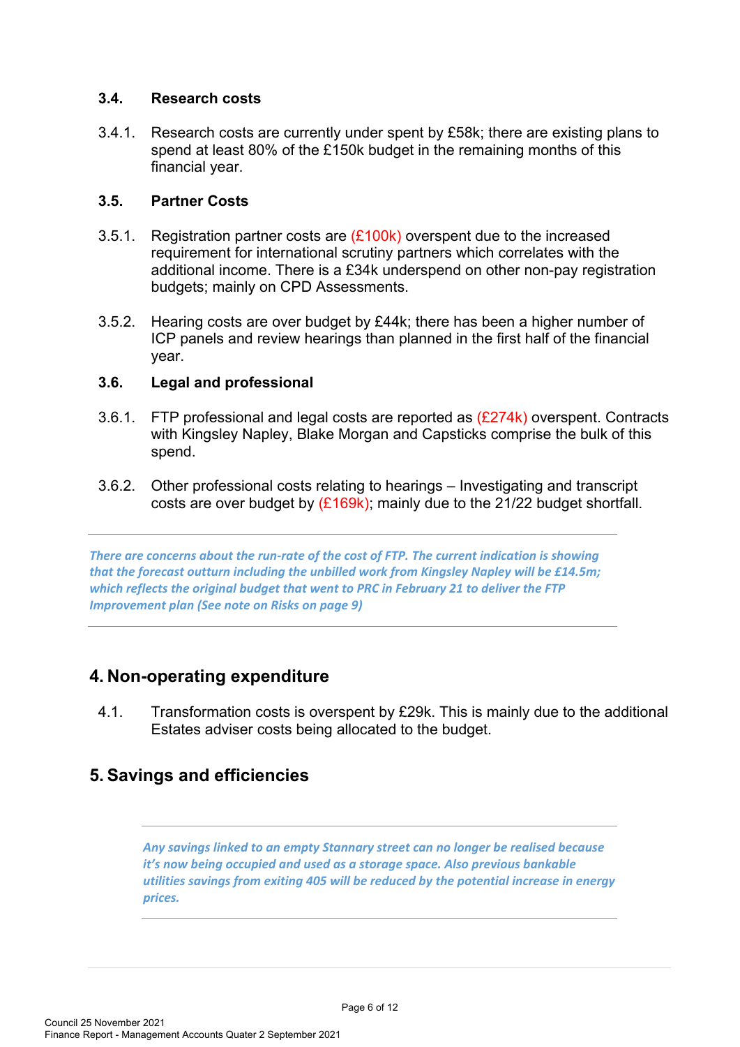### 3.4. Research costs

3.4.1. Research costs are currently under spent by £58k; there are existing plans to spend at least 80% of the £150k budget in the remaining months of this financial year.

### 3.5. Partner Costs

3.5.1. Registration partner costs are (£100k) overspent due to the increased requirement for international scrutiny partners which correlates with the additional income. There is a £34k underspend on other non-pay registration budgets; mainly on CPD Assessments.

3.5.2. Hearing costs are over budget by £44k; there has been a higher number of ICP panels and review hearings than planned in the first half of the financial year.

### 3.6. Legal and professional

3.6.1. FTP professional and legal costs are reported as (£274k) overspent. Contracts with Kingsley Napley, Blake Morgan and Capsticks comprise the bulk of this spend.

3.6.2. Other professional costs relating to hearings – Investigating and transcript costs are over budget by (£169k); mainly due to the 21/22 budget shortfall.

---

***There are concerns about the run-rate of the cost of FTP. The current indication is showing that the forecast outturn including the unbilled work from Kingsley Napley will be £14.5m; which reflects the original budget that went to PRC in February 21 to deliver the FTP Improvement plan (See note on Risks on page 9)***

---

## 4. Non-operating expenditure

4.1. Transformation costs is overspent by £29k. This is mainly due to the additional Estates adviser costs being allocated to the budget.

## 5. Savings and efficiencies

---

***Any savings linked to an empty Stannary street can no longer be realised because it's now being occupied and used as a storage space. Also previous bankable utilities savings from exiting 405 will be reduced by the potential increase in energy prices.***

---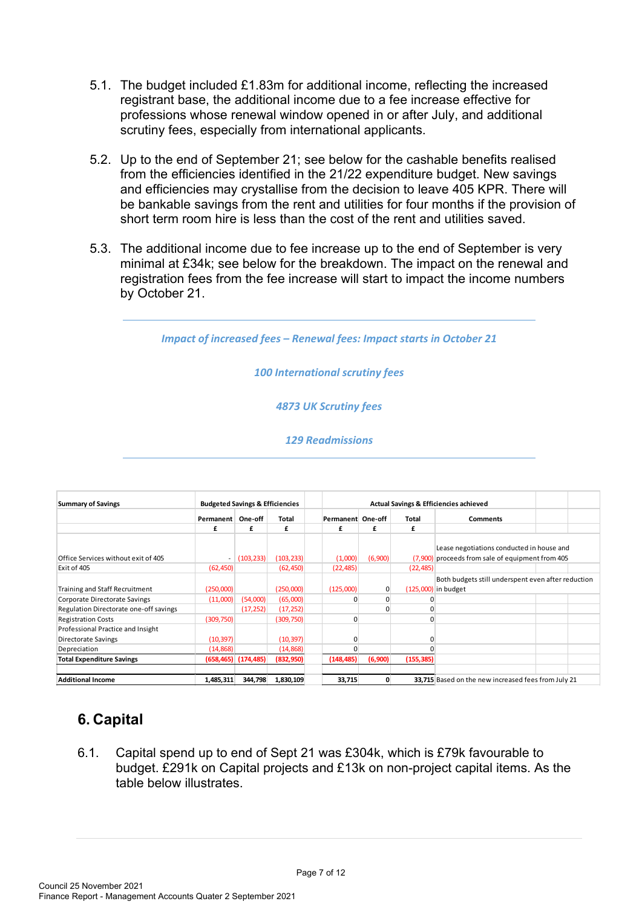5.1. The budget included £1.83m for additional income, reflecting the increased registrant base, the additional income due to a fee increase effective for professions whose renewal window opened in or after July, and additional scrutiny fees, especially from international applicants.

5.2. Up to the end of September 21; see below for the cashable benefits realised from the efficiencies identified in the 21/22 expenditure budget. New savings and efficiencies may crystallise from the decision to leave 405 KPR. There will be bankable savings from the rent and utilities for four months if the provision of short term room hire is less than the cost of the rent and utilities saved.

5.3. The additional income due to fee increase up to the end of September is very minimal at £34k; see below for the breakdown. The impact on the renewal and registration fees from the fee increase will start to impact the income numbers by October 21.

*Impact of increased fees – Renewal fees: Impact starts in October 21*

*100 International scrutiny fees*

*4873 UK Scrutiny fees*

*129 Readmissions*

| Summary of Savings | Budgeted Savings & Efficiencies | | | Actual Savings & Efficiencies achieved | | | |
|---|---|---|---|---|---|---|---|
| | Permanent | One-off | Total | Permanent | One-off | Total | Comments |
| | £ | £ | £ | £ | £ | £ | |
| Office Services without exit of 405 | - | (103,233) | (103,233) | (1,000) | (6,900) | (7,900) | Lease negotiations conducted in house and proceeds from sale of equipment from 405 |
| Exit of 405 | (62,450) | | (62,450) | (22,485) | | (22,485) | |
| Training and Staff Recruitment | (250,000) | | (250,000) | (125,000) | 0 | (125,000) | Both budgets still underspent even after reduction in budget |
| Corporate Directorate Savings | (11,000) | (54,000) | (65,000) | 0 | 0 | 0 | |
| Regulation Directorate one-off savings | | (17,252) | (17,252) | | 0 | 0 | |
| Registration Costs | (309,750) | | (309,750) | 0 | | 0 | |
| Professional Practice and Insight Directorate Savings | (10,397) | | (10,397) | 0 | | 0 | |
| Depreciation | (14,868) | | (14,868) | 0 | | 0 | |
| **Total Expenditure Savings** | **(658,465)** | **(174,485)** | **(832,950)** | **(148,485)** | **(6,900)** | **(155,385)** | |
| **Additional Income** | **1,485,311** | **344,798** | **1,830,109** | **33,715** | **0** | **33,715** | Based on the new increased fees from July 21 |

# 6. Capital

6.1. Capital spend up to end of Sept 21 was £304k, which is £79k favourable to budget. £291k on Capital projects and £13k on non-project capital items. As the table below illustrates.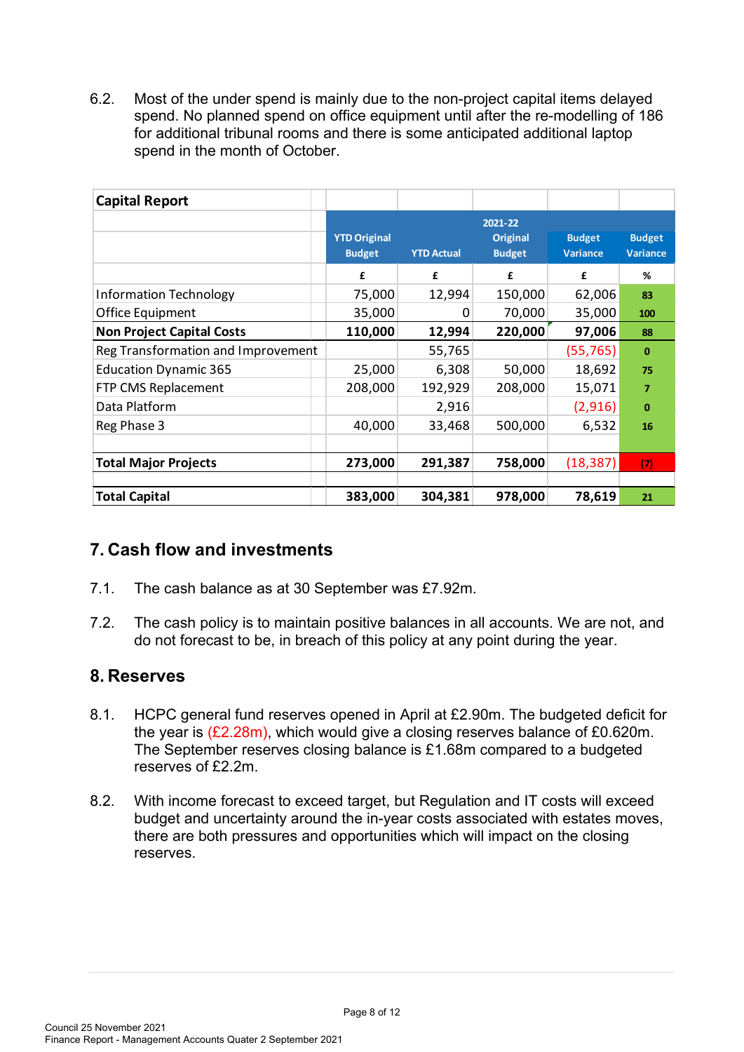6.2. Most of the under spend is mainly due to the non-project capital items delayed spend. No planned spend on office equipment until after the re-modelling of 186 for additional tribunal rooms and there is some anticipated additional laptop spend in the month of October.

| Capital Report | | | | | |
|---|---|---|---|---|---|
| | YTD Original Budget | YTD Actual | 2021-22 Original Budget | Budget Variance | Budget Variance |
| | £ | £ | £ | £ | % |
| Information Technology | 75,000 | 12,994 | 150,000 | 62,006 | 83 |
| Office Equipment | 35,000 | 0 | 70,000 | 35,000 | 100 |
| **Non Project Capital Costs** | **110,000** | **12,994** | **220,000** | **97,006** | **88** |
| Reg Transformation and Improvement | | 55,765 | | (55,765) | 0 |
| Education Dynamic 365 | 25,000 | 6,308 | 50,000 | 18,692 | 75 |
| FTP CMS Replacement | 208,000 | 192,929 | 208,000 | 15,071 | 7 |
| Data Platform | | 2,916 | | (2,916) | 0 |
| Reg Phase 3 | 40,000 | 33,468 | 500,000 | 6,532 | 16 |
| | | | | | |
| **Total Major Projects** | **273,000** | **291,387** | **758,000** | **(18,387)** | **(7)** |
| | | | | | |
| **Total Capital** | **383,000** | **304,381** | **978,000** | **78,619** | **21** |

## 7. Cash flow and investments

7.1. The cash balance as at 30 September was £7.92m.

7.2. The cash policy is to maintain positive balances in all accounts. We are not, and do not forecast to be, in breach of this policy at any point during the year.

## 8. Reserves

8.1. HCPC general fund reserves opened in April at £2.90m. The budgeted deficit for the year is (£2.28m), which would give a closing reserves balance of £0.620m. The September reserves closing balance is £1.68m compared to a budgeted reserves of £2.2m.

8.2. With income forecast to exceed target, but Regulation and IT costs will exceed budget and uncertainty around the in-year costs associated with estates moves, there are both pressures and opportunities which will impact on the closing reserves.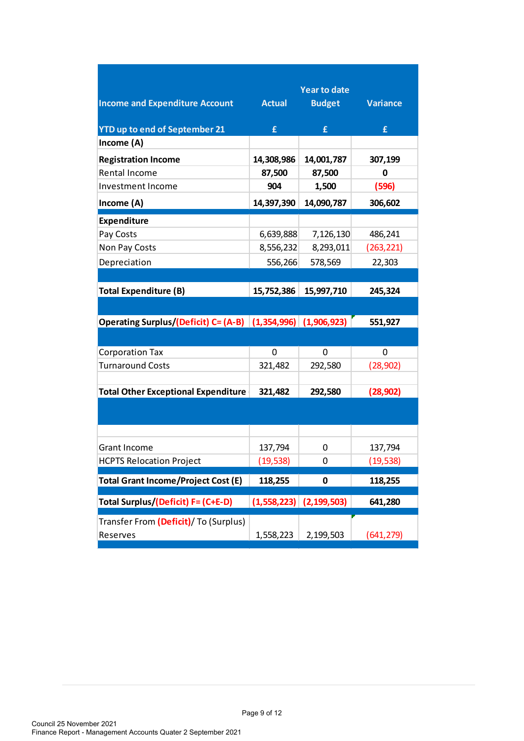| Income and Expenditure Account | Actual | Year to date Budget | Variance |
|---|---|---|---|
| YTD up to end of September 21 | £ | £ | £ |
| **Income (A)** | | | |
| **Registration Income** | **14,308,986** | **14,001,787** | **307,199** |
| Rental Income | **87,500** | **87,500** | **0** |
| Investment Income | **904** | **1,500** | **(596)** |
| **Income (A)** | **14,397,390** | **14,090,787** | **306,602** |
| **Expenditure** | | | |
| Pay Costs | 6,639,888 | 7,126,130 | 486,241 |
| Non Pay Costs | 8,556,232 | 8,293,011 | (263,221) |
| Depreciation | 556,266 | 578,569 | 22,303 |
| | | | |
| **Total Expenditure (B)** | **15,752,386** | **15,997,710** | **245,324** |
| | | | |
| **Operating Surplus/(Deficit) C= (A-B)** | **(1,354,996)** | **(1,906,923)** | **551,927** |
| | | | |
| Corporation Tax | 0 | 0 | 0 |
| Turnaround Costs | 321,482 | 292,580 | (28,902) |
| | | | |
| **Total Other Exceptional Expenditure** | **321,482** | **292,580** | **(28,902)** |
| | | | |
| | | | |
| Grant Income | 137,794 | 0 | 137,794 |
| HCPTS Relocation Project | (19,538) | 0 | (19,538) |
| **Total Grant Income/Project Cost (E)** | **118,255** | **0** | **118,255** |
| **Total Surplus/(Deficit) F= (C+E-D)** | **(1,558,223)** | **(2,199,503)** | **641,280** |
| Transfer From (Deficit)/ To (Surplus) Reserves | 1,558,223 | 2,199,503 | (641,279) |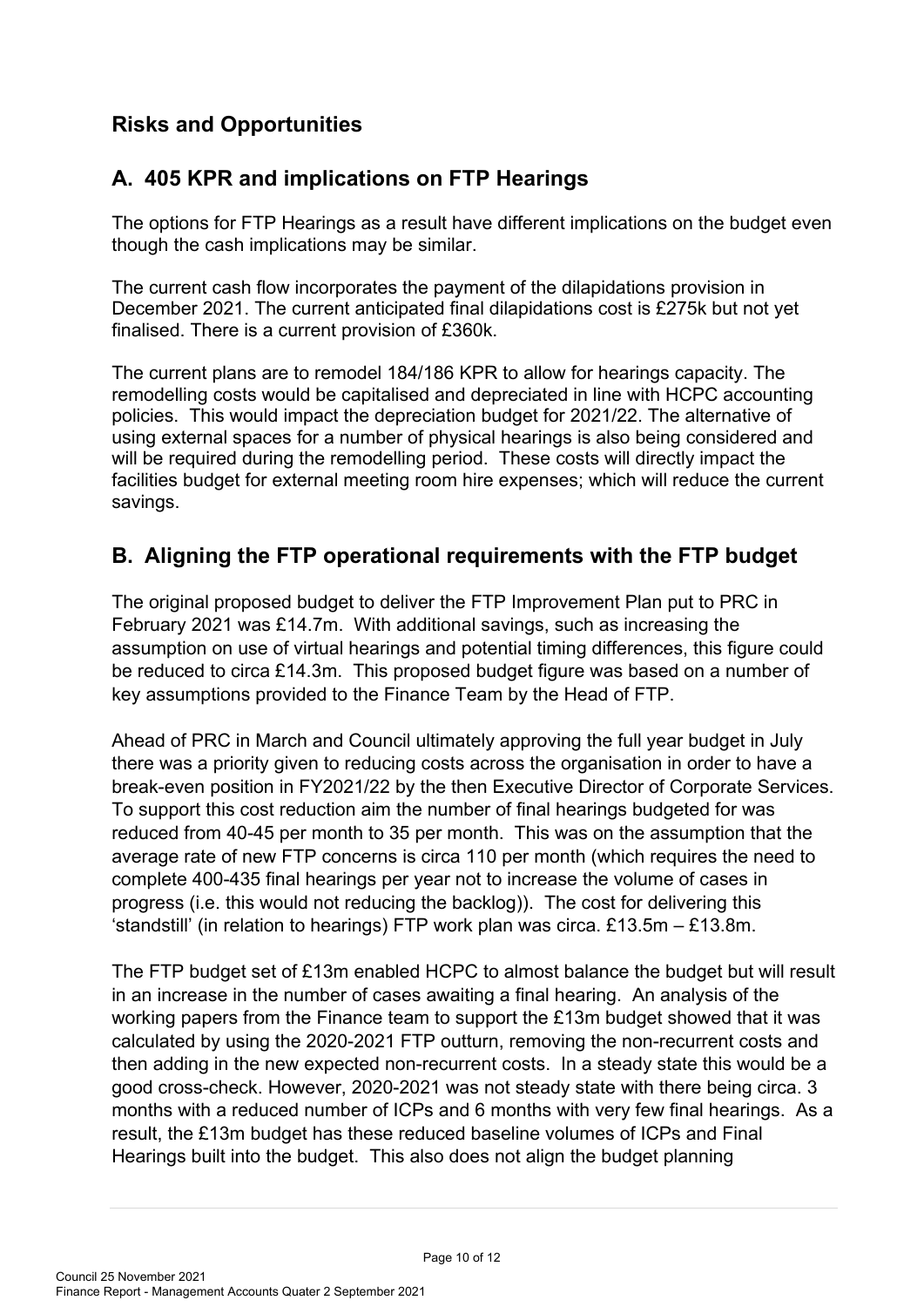## Risks and Opportunities

## A. 405 KPR and implications on FTP Hearings

The options for FTP Hearings as a result have different implications on the budget even though the cash implications may be similar.

The current cash flow incorporates the payment of the dilapidations provision in December 2021. The current anticipated final dilapidations cost is £275k but not yet finalised. There is a current provision of £360k.

The current plans are to remodel 184/186 KPR to allow for hearings capacity. The remodelling costs would be capitalised and depreciated in line with HCPC accounting policies. This would impact the depreciation budget for 2021/22. The alternative of using external spaces for a number of physical hearings is also being considered and will be required during the remodelling period. These costs will directly impact the facilities budget for external meeting room hire expenses; which will reduce the current savings.

## B. Aligning the FTP operational requirements with the FTP budget

The original proposed budget to deliver the FTP Improvement Plan put to PRC in February 2021 was £14.7m. With additional savings, such as increasing the assumption on use of virtual hearings and potential timing differences, this figure could be reduced to circa £14.3m. This proposed budget figure was based on a number of key assumptions provided to the Finance Team by the Head of FTP.

Ahead of PRC in March and Council ultimately approving the full year budget in July there was a priority given to reducing costs across the organisation in order to have a break-even position in FY2021/22 by the then Executive Director of Corporate Services. To support this cost reduction aim the number of final hearings budgeted for was reduced from 40-45 per month to 35 per month. This was on the assumption that the average rate of new FTP concerns is circa 110 per month (which requires the need to complete 400-435 final hearings per year not to increase the volume of cases in progress (i.e. this would not reducing the backlog)). The cost for delivering this 'standstill' (in relation to hearings) FTP work plan was circa. £13.5m – £13.8m.

The FTP budget set of £13m enabled HCPC to almost balance the budget but will result in an increase in the number of cases awaiting a final hearing. An analysis of the working papers from the Finance team to support the £13m budget showed that it was calculated by using the 2020-2021 FTP outturn, removing the non-recurrent costs and then adding in the new expected non-recurrent costs. In a steady state this would be a good cross-check. However, 2020-2021 was not steady state with there being circa. 3 months with a reduced number of ICPs and 6 months with very few final hearings. As a result, the £13m budget has these reduced baseline volumes of ICPs and Final Hearings built into the budget. This also does not align the budget planning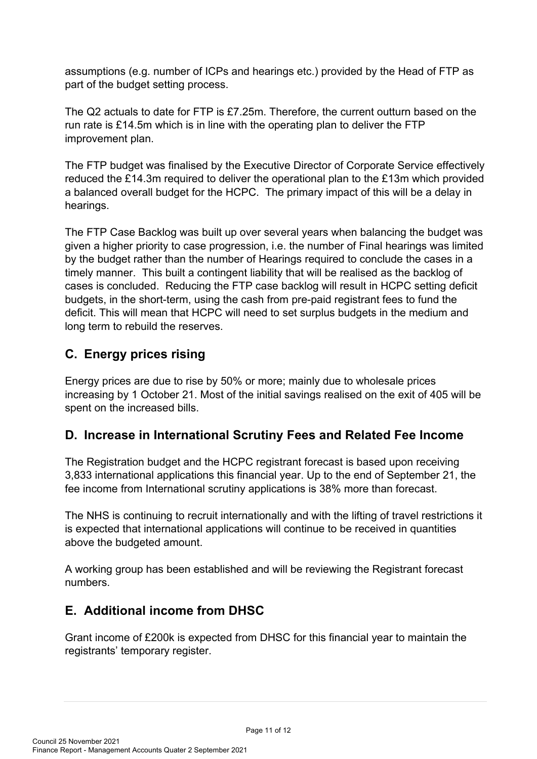assumptions (e.g. number of ICPs and hearings etc.) provided by the Head of FTP as part of the budget setting process.

The Q2 actuals to date for FTP is £7.25m. Therefore, the current outturn based on the run rate is £14.5m which is in line with the operating plan to deliver the FTP improvement plan.

The FTP budget was finalised by the Executive Director of Corporate Service effectively reduced the £14.3m required to deliver the operational plan to the £13m which provided a balanced overall budget for the HCPC. The primary impact of this will be a delay in hearings.

The FTP Case Backlog was built up over several years when balancing the budget was given a higher priority to case progression, i.e. the number of Final hearings was limited by the budget rather than the number of Hearings required to conclude the cases in a timely manner. This built a contingent liability that will be realised as the backlog of cases is concluded. Reducing the FTP case backlog will result in HCPC setting deficit budgets, in the short-term, using the cash from pre-paid registrant fees to fund the deficit. This will mean that HCPC will need to set surplus budgets in the medium and long term to rebuild the reserves.

## C. Energy prices rising

Energy prices are due to rise by 50% or more; mainly due to wholesale prices increasing by 1 October 21. Most of the initial savings realised on the exit of 405 will be spent on the increased bills.

## D. Increase in International Scrutiny Fees and Related Fee Income

The Registration budget and the HCPC registrant forecast is based upon receiving 3,833 international applications this financial year. Up to the end of September 21, the fee income from International scrutiny applications is 38% more than forecast.

The NHS is continuing to recruit internationally and with the lifting of travel restrictions it is expected that international applications will continue to be received in quantities above the budgeted amount.

A working group has been established and will be reviewing the Registrant forecast numbers.

## E. Additional income from DHSC

Grant income of £200k is expected from DHSC for this financial year to maintain the registrants' temporary register.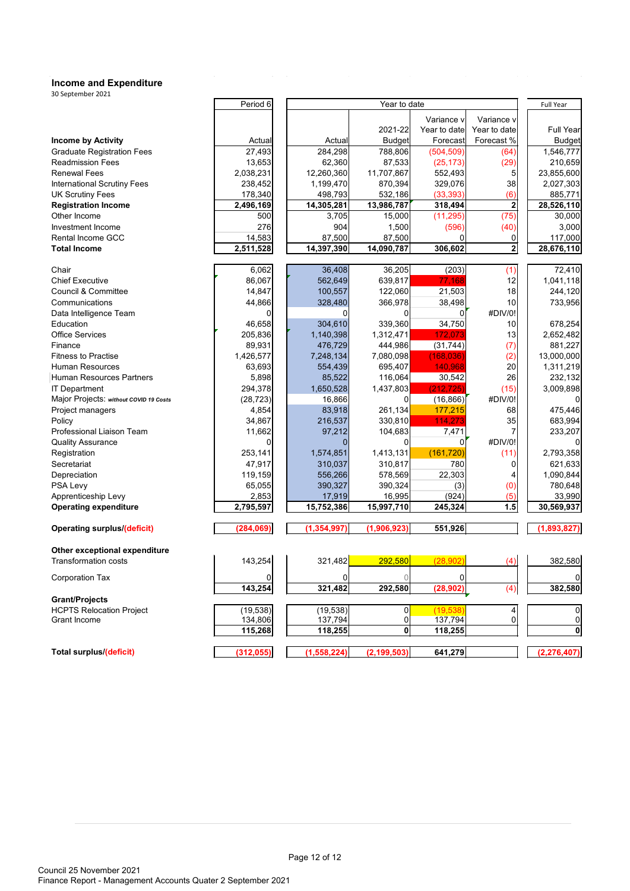## Income and Expenditure

30 September 2021

| | Period 6 | Year to date | | | | Full Year |
|---|---|---|---|---|---|---|
| **Income by Activity** | Actual | Actual | 2021-22 Budget | Variance v Year to date Forecast | Variance v Year to date Forecast % | Full Year Budget |
| Graduate Registration Fees | 27,493 | 284,298 | 788,806 | (504,509) | (64) | 1,546,777 |
| Readmission Fees | 13,653 | 62,360 | 87,533 | (25,173) | (29) | 210,659 |
| Renewal Fees | 2,038,231 | 12,260,360 | 11,707,867 | 552,493 | 5 | 23,855,600 |
| International Scrutiny Fees | 238,452 | 1,199,470 | 870,394 | 329,076 | 38 | 2,027,303 |
| UK Scrutiny Fees | 178,340 | 498,793 | 532,186 | (33,393) | (6) | 885,771 |
| **Registration Income** | **2,496,169** | **14,305,281** | **13,986,787** | **318,494** | **2** | **28,526,110** |
| Other Income | 500 | 3,705 | 15,000 | (11,295) | (75) | 30,000 |
| Investment Income | 276 | 904 | 1,500 | (596) | (40) | 3,000 |
| Rental Income GCC | 14,583 | 87,500 | 87,500 | 0 | 0 | 117,000 |
| **Total Income** | **2,511,528** | **14,397,390** | **14,090,787** | **306,602** | **2** | **28,676,110** |
| | | | | | | |
| Chair | 6,062 | 36,408 | 36,205 | (203) | (1) | 72,410 |
| Chief Executive | 86,067 | 562,649 | 639,817 | 77,168 | 12 | 1,041,118 |
| Council & Committee | 14,847 | 100,557 | 122,060 | 21,503 | 18 | 244,120 |
| Communications | 44,866 | 328,480 | 366,978 | 38,498 | 10 | 733,956 |
| Data Intelligence Team | 0 | 0 | 0 | 0 | #DIV/0! | |
| Education | 46,658 | 304,610 | 339,360 | 34,750 | 10 | 678,254 |
| Office Services | 205,836 | 1,140,398 | 1,312,471 | 172,073 | 13 | 2,652,482 |
| Finance | 89,931 | 476,729 | 444,986 | (31,744) | (7) | 881,227 |
| Fitness to Practise | 1,426,577 | 7,248,134 | 7,080,098 | (168,036) | (2) | 13,000,000 |
| Human Resources | 63,693 | 554,439 | 695,407 | 140,968 | 20 | 1,311,219 |
| Human Resources Partners | 5,898 | 85,522 | 116,064 | 30,542 | 26 | 232,132 |
| IT Department | 294,378 | 1,650,528 | 1,437,803 | (212,725) | (15) | 3,009,898 |
| Major Projects: ***without COVID 19 Costs*** | (28,723) | 16,866 | 0 | (16,866) | #DIV/0! | 0 |
| Project managers | 4,854 | 83,918 | 261,134 | 177,215 | 68 | 475,446 |
| Policy | 34,867 | 216,537 | 330,810 | 114,273 | 35 | 683,994 |
| Professional Liaison Team | 11,662 | 97,212 | 104,683 | 7,471 | 7 | 233,207 |
| Quality Assurance | 0 | 0 | 0 | 0 | #DIV/0! | 0 |
| Registration | 253,141 | 1,574,851 | 1,413,131 | (161,720) | (11) | 2,793,358 |
| Secretariat | 47,917 | 310,037 | 310,817 | 780 | 0 | 621,633 |
| Depreciation | 119,159 | 556,266 | 578,569 | 22,303 | 4 | 1,090,844 |
| PSA Levy | 65,055 | 390,327 | 390,324 | (3) | (0) | 780,648 |
| Apprenticeship Levy | 2,853 | 17,919 | 16,995 | (924) | (5) | 33,990 |
| **Operating expenditure** | **2,795,597** | **15,752,386** | **15,997,710** | **245,324** | **1.5** | **30,569,937** |
| | | | | | | |
| **Operating surplus/(deficit)** | **(284,069)** | **(1,354,997)** | **(1,906,923)** | **551,926** | | **(1,893,827)** |
| | | | | | | |
| **Other exceptional expenditure** | | | | | | |
| Transformation costs | 143,254 | 321,482 | 292,580 | (28,902) | (4) | 382,580 |
| Corporation Tax | 0 | 0 | 0 | 0 | | 0 |
| | **143,254** | **321,482** | **292,580** | **(28,902)** | **(4)** | **382,580** |
| **Grant/Projects** | | | | | | |
| HCPTS Relocation Project | (19,538) | (19,538) | 0 | (19,538) | 4 | 0 |
| Grant Income | 134,806 | 137,794 | 0 | 137,794 | 0 | 0 |
| | **115,268** | **118,255** | **0** | **118,255** | | **0** |
| | | | | | | |
| **Total surplus/(deficit)** | **(312,055)** | **(1,558,224)** | **(2,199,503)** | **641,279** | | **(2,276,407)** |

Council 25 November 2021
Finance Report - Management Accounts Quater 2 September 2021